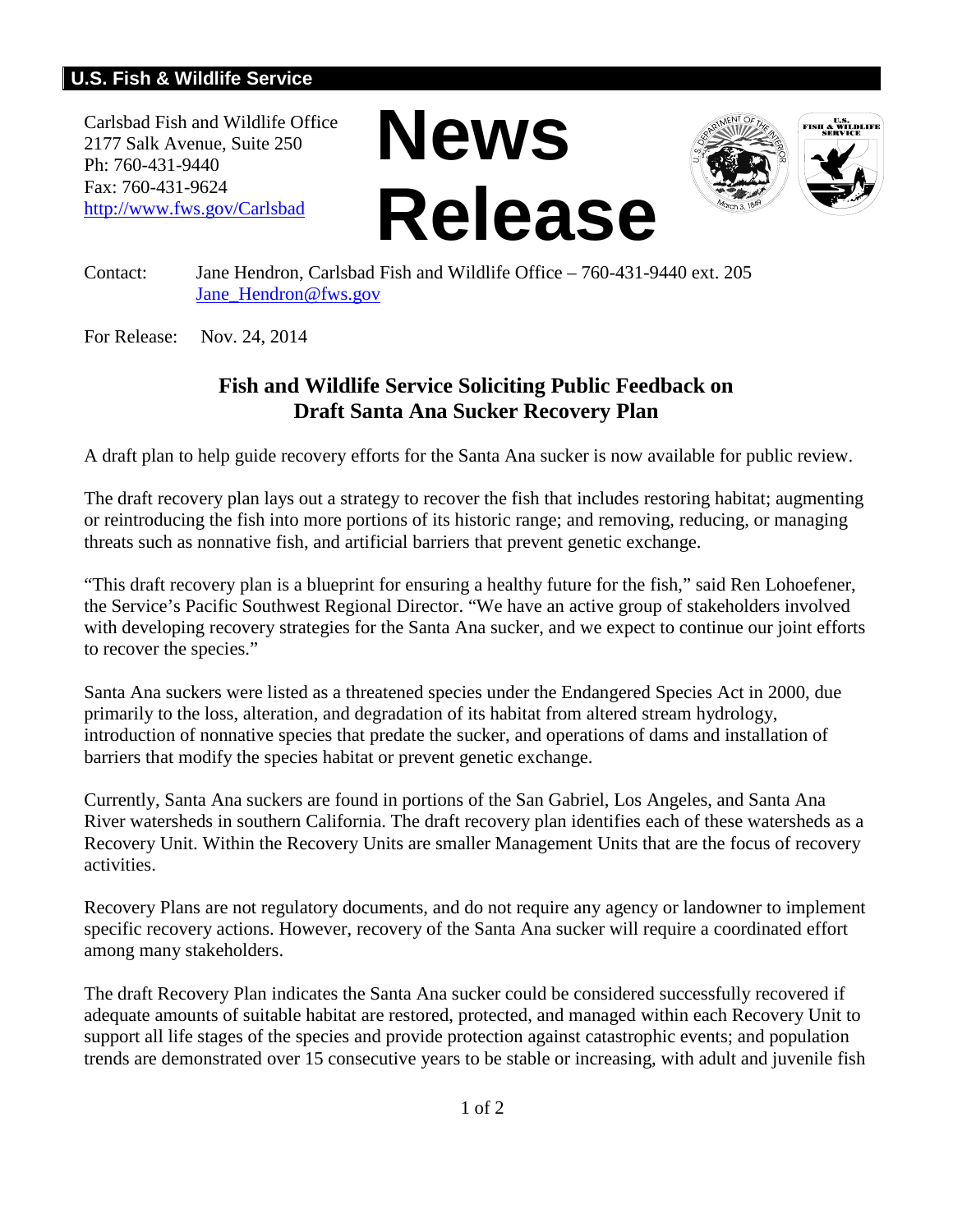**U.S. Fish & Wildlife Service**

Carlsbad Fish and Wildlife Office
2177 Salk Avenue, Suite 250
Ph: 760-431-9440
Fax: 760-431-9624
http://www.fws.gov/Carlsbad

# News Release

Contact: Jane Hendron, Carlsbad Fish and Wildlife Office – 760-431-9440 ext. 205
Jane_Hendron@fws.gov

For Release: Nov. 24, 2014

## Fish and Wildlife Service Soliciting Public Feedback on Draft Santa Ana Sucker Recovery Plan

A draft plan to help guide recovery efforts for the Santa Ana sucker is now available for public review.

The draft recovery plan lays out a strategy to recover the fish that includes restoring habitat; augmenting or reintroducing the fish into more portions of its historic range; and removing, reducing, or managing threats such as nonnative fish, and artificial barriers that prevent genetic exchange.

"This draft recovery plan is a blueprint for ensuring a healthy future for the fish," said Ren Lohoefener, the Service's Pacific Southwest Regional Director. "We have an active group of stakeholders involved with developing recovery strategies for the Santa Ana sucker, and we expect to continue our joint efforts to recover the species."

Santa Ana suckers were listed as a threatened species under the Endangered Species Act in 2000, due primarily to the loss, alteration, and degradation of its habitat from altered stream hydrology, introduction of nonnative species that predate the sucker, and operations of dams and installation of barriers that modify the species habitat or prevent genetic exchange.

Currently, Santa Ana suckers are found in portions of the San Gabriel, Los Angeles, and Santa Ana River watersheds in southern California. The draft recovery plan identifies each of these watersheds as a Recovery Unit. Within the Recovery Units are smaller Management Units that are the focus of recovery activities.

Recovery Plans are not regulatory documents, and do not require any agency or landowner to implement specific recovery actions. However, recovery of the Santa Ana sucker will require a coordinated effort among many stakeholders.

The draft Recovery Plan indicates the Santa Ana sucker could be considered successfully recovered if adequate amounts of suitable habitat are restored, protected, and managed within each Recovery Unit to support all life stages of the species and provide protection against catastrophic events; and population trends are demonstrated over 15 consecutive years to be stable or increasing, with adult and juvenile fish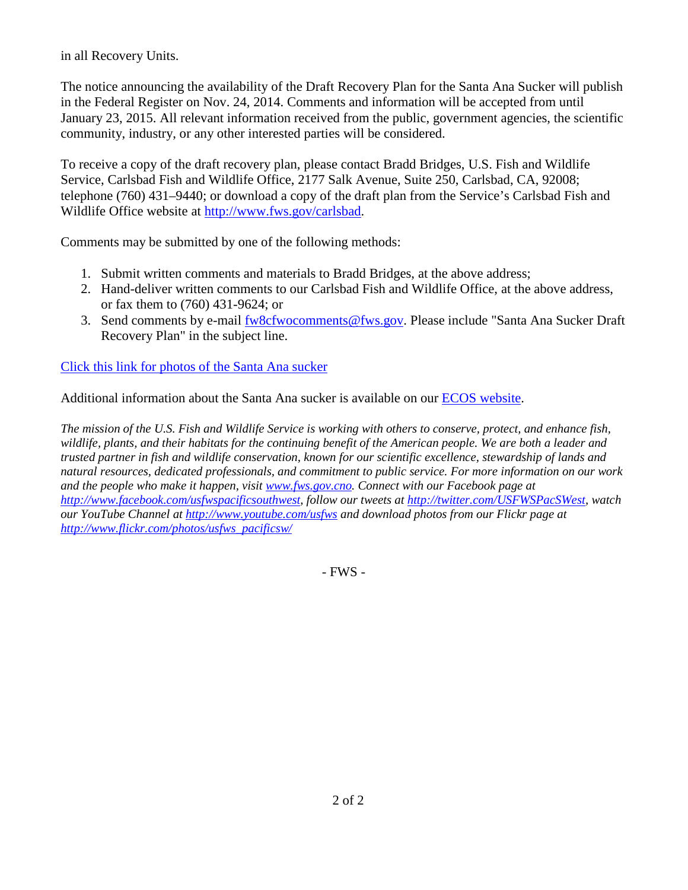in all Recovery Units.

The notice announcing the availability of the Draft Recovery Plan for the Santa Ana Sucker will publish in the Federal Register on Nov. 24, 2014. Comments and information will be accepted from until January 23, 2015. All relevant information received from the public, government agencies, the scientific community, industry, or any other interested parties will be considered.

To receive a copy of the draft recovery plan, please contact Bradd Bridges, U.S. Fish and Wildlife Service, Carlsbad Fish and Wildlife Office, 2177 Salk Avenue, Suite 250, Carlsbad, CA, 92008; telephone (760) 431–9440; or download a copy of the draft plan from the Service's Carlsbad Fish and Wildlife Office website at [http://www.fws.gov/carlsbad](http://www.fws.gov/carlsbad).

Comments may be submitted by one of the following methods:

1. Submit written comments and materials to Bradd Bridges, at the above address;
2. Hand-deliver written comments to our Carlsbad Fish and Wildlife Office, at the above address, or fax them to (760) 431-9624; or
3. Send comments by e-mail [fw8cfwocomments@fws.gov](mailto:fw8cfwocomments@fws.gov). Please include "Santa Ana Sucker Draft Recovery Plan" in the subject line.

[Click this link for photos of the Santa Ana sucker]()

Additional information about the Santa Ana sucker is available on our [ECOS website]().

*The mission of the U.S. Fish and Wildlife Service is working with others to conserve, protect, and enhance fish, wildlife, plants, and their habitats for the continuing benefit of the American people. We are both a leader and trusted partner in fish and wildlife conservation, known for our scientific excellence, stewardship of lands and natural resources, dedicated professionals, and commitment to public service. For more information on our work and the people who make it happen, visit [www.fws.gov.cno](www.fws.gov.cno). Connect with our Facebook page at [http://www.facebook.com/usfwspacificsouthwest](http://www.facebook.com/usfwspacificsouthwest), follow our tweets at [http://twitter.com/USFWSPacSWest](http://twitter.com/USFWSPacSWest), watch our YouTube Channel at [http://www.youtube.com/usfws](http://www.youtube.com/usfws) and download photos from our Flickr page at [http://www.flickr.com/photos/usfws_pacificsw/](http://www.flickr.com/photos/usfws_pacificsw/)*

- FWS -